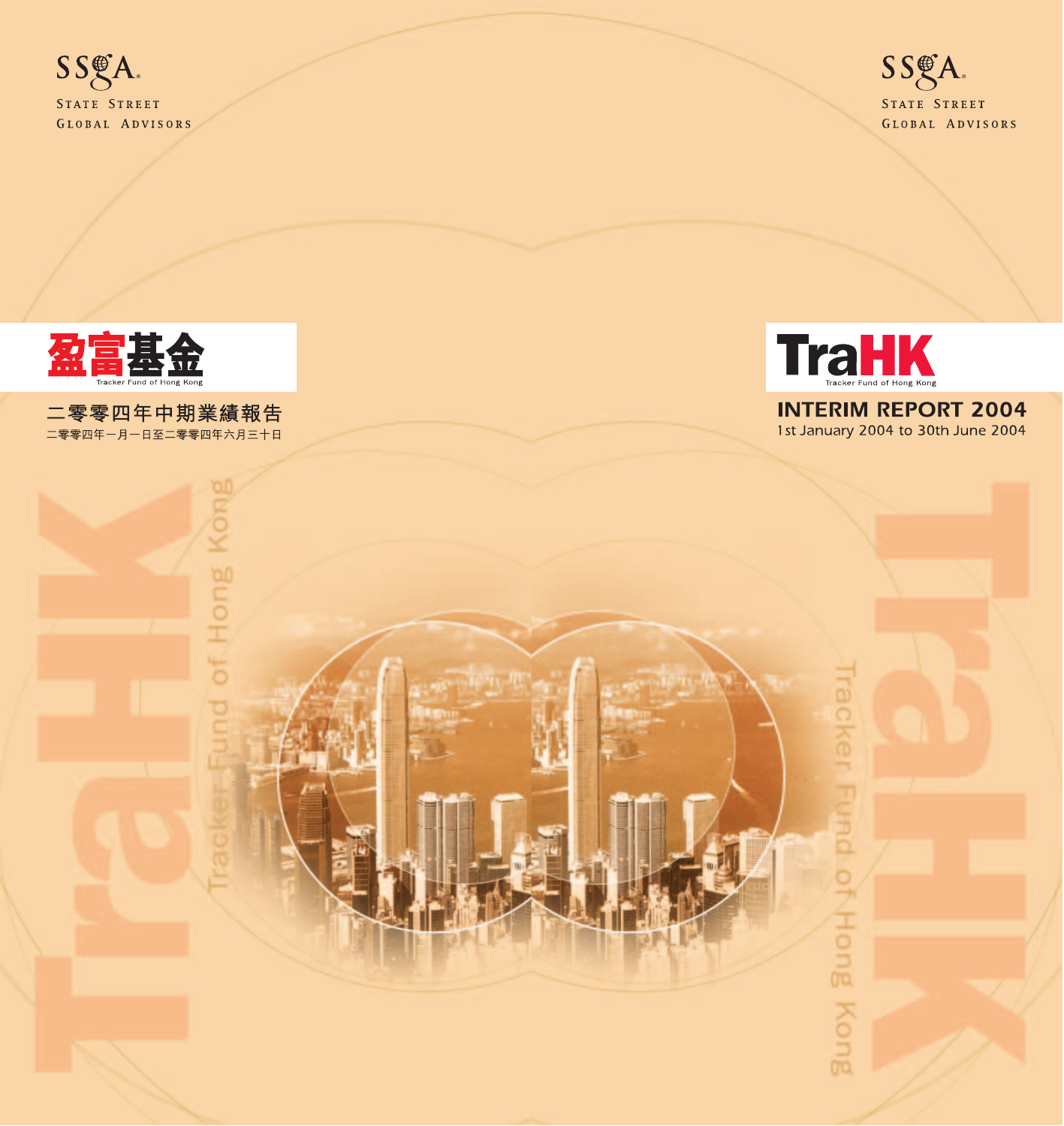SSgA

STATE STREET
GLOBAL ADVISORS

# 盈富基金

Tracker Fund of Hong Kong

## 二零零四年中期業績報告

二零零四年一月一日至二零零四年六月三十日

SSgA

STATE STREET
GLOBAL ADVISORS

# TraHK

Tracker Fund of Hong Kong

## INTERIM REPORT 2004

1st January 2004 to 30th June 2004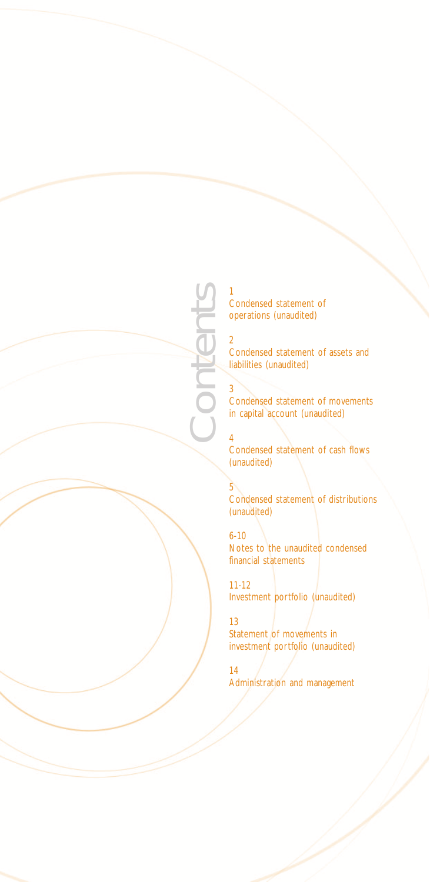# Contents

1
Condensed statement of operations (unaudited)

2
Condensed statement of assets and liabilities (unaudited)

3
Condensed statement of movements in capital account (unaudited)

4
Condensed statement of cash flows (unaudited)

5
Condensed statement of distributions (unaudited)

6-10
Notes to the unaudited condensed financial statements

11-12
Investment portfolio (unaudited)

13
Statement of movements in investment portfolio (unaudited)

14
Administration and management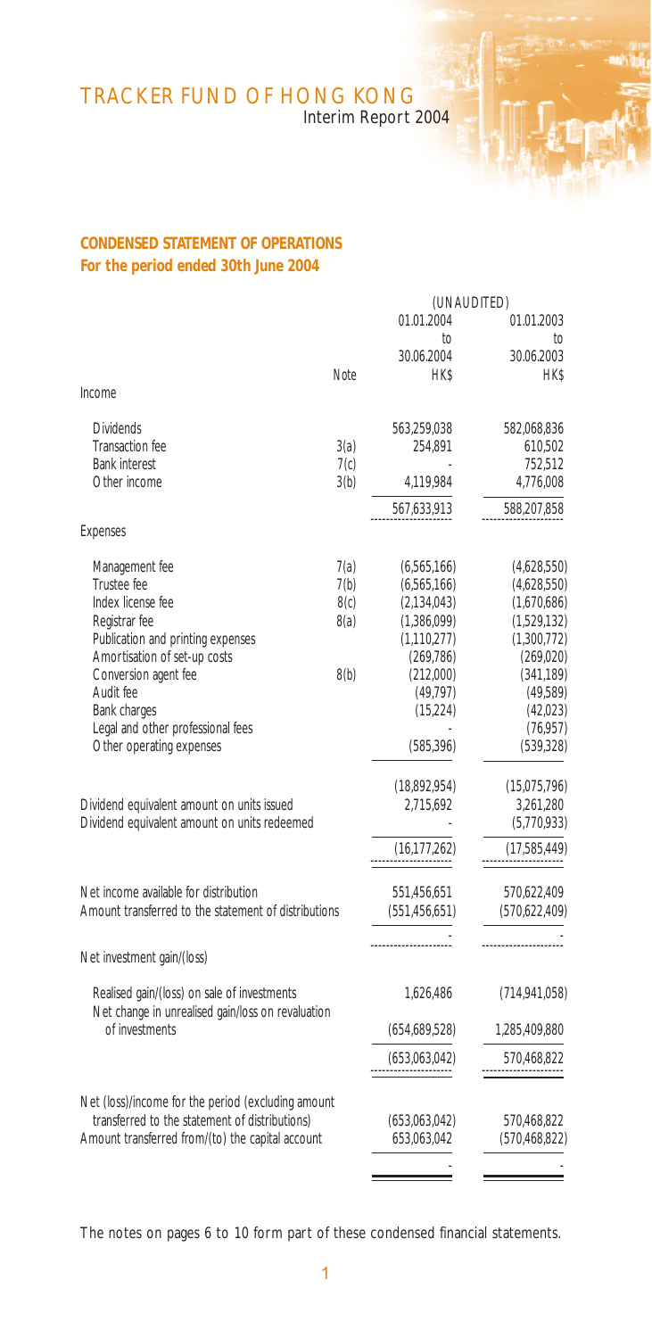## CONDENSED STATEMENT OF OPERATIONS

### For the period ended 30th June 2004

| | Note | (UNAUDITED) 01.01.2004 to 30.06.2004 HK$ | 01.01.2003 to 30.06.2003 HK$ |
|---|---|---|---|
| **Income** | | | |
| Dividends | | 563,259,038 | 582,068,836 |
| Transaction fee | 3(a) | 254,891 | 610,502 |
| Bank interest | 7(c) | - | 752,512 |
| Other income | 3(b) | 4,119,984 | 4,776,008 |
| | | 567,633,913 | 588,207,858 |
| **Expenses** | | | |
| Management fee | 7(a) | (6,565,166) | (4,628,550) |
| Trustee fee | 7(b) | (6,565,166) | (4,628,550) |
| Index license fee | 8(c) | (2,134,043) | (1,670,686) |
| Registrar fee | 8(a) | (1,386,099) | (1,529,132) |
| Publication and printing expenses | | (1,110,277) | (1,300,772) |
| Amortisation of set-up costs | | (269,786) | (269,020) |
| Conversion agent fee | 8(b) | (212,000) | (341,189) |
| Audit fee | | (49,797) | (49,589) |
| Bank charges | | (15,224) | (42,023) |
| Legal and other professional fees | | - | (76,957) |
| Other operating expenses | | (585,396) | (539,328) |
| | | (18,892,954) | (15,075,796) |
| Dividend equivalent amount on units issued | | 2,715,692 | 3,261,280 |
| Dividend equivalent amount on units redeemed | | - | (5,770,933) |
| | | (16,177,262) | (17,585,449) |
| Net income available for distribution | | 551,456,651 | 570,622,409 |
| Amount transferred to the statement of distributions | | (551,456,651) | (570,622,409) |
| | | - | - |
| **Net investment gain/(loss)** | | | |
| Realised gain/(loss) on sale of investments | | 1,626,486 | (714,941,058) |
| Net change in unrealised gain/loss on revaluation of investments | | (654,689,528) | 1,285,409,880 |
| | | (653,063,042) | 570,468,822 |
| Net (loss)/income for the period (excluding amount transferred to the statement of distributions) | | (653,063,042) | 570,468,822 |
| Amount transferred from/(to) the capital account | | 653,063,042 | (570,468,822) |
| | | - | - |

The notes on pages 6 to 10 form part of these condensed financial statements.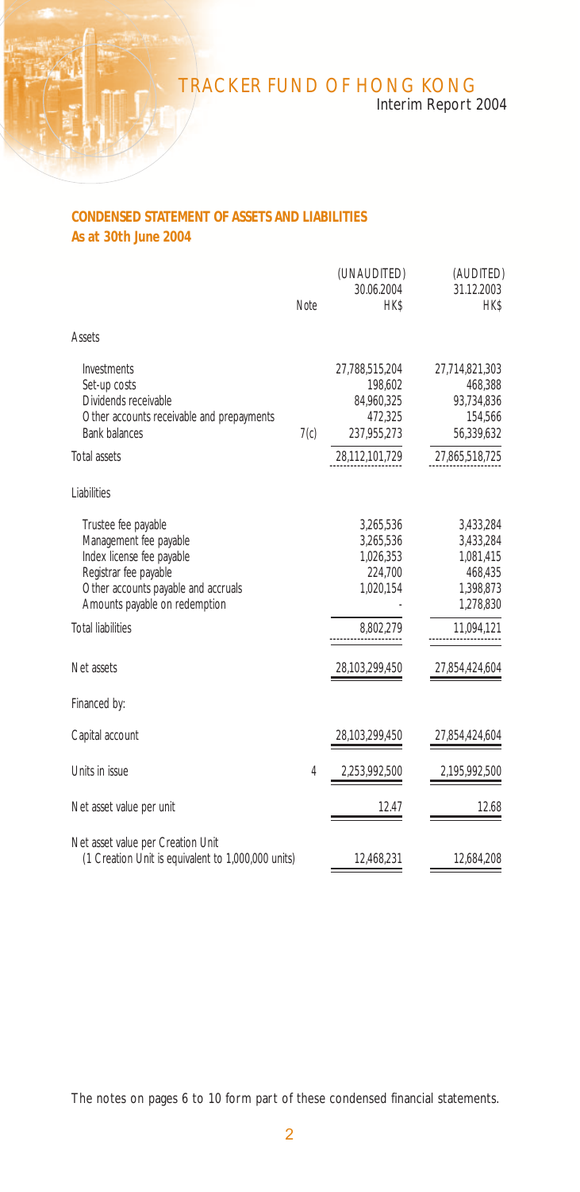## CONDENSED STATEMENT OF ASSETS AND LIABILITIES
**As at 30th June 2004**

| | Note | (UNAUDITED) 30.06.2004 HK$ | (AUDITED) 31.12.2003 HK$ |
|---|---|---|---|
| **Assets** | | | |
| Investments | | 27,788,515,204 | 27,714,821,303 |
| Set-up costs | | 198,602 | 468,388 |
| Dividends receivable | | 84,960,325 | 93,734,836 |
| Other accounts receivable and prepayments | | 472,325 | 154,566 |
| Bank balances | 7(c) | 237,955,273 | 56,339,632 |
| Total assets | | 28,112,101,729 | 27,865,518,725 |
| **Liabilities** | | | |
| Trustee fee payable | | 3,265,536 | 3,433,284 |
| Management fee payable | | 3,265,536 | 3,433,284 |
| Index license fee payable | | 1,026,353 | 1,081,415 |
| Registrar fee payable | | 224,700 | 468,435 |
| Other accounts payable and accruals | | 1,020,154 | 1,398,873 |
| Amounts payable on redemption | | - | 1,278,830 |
| Total liabilities | | 8,802,279 | 11,094,121 |
| Net assets | | 28,103,299,450 | 27,854,424,604 |
| Financed by: | | | |
| Capital account | | 28,103,299,450 | 27,854,424,604 |
| Units in issue | 4 | 2,253,992,500 | 2,195,992,500 |
| Net asset value per unit | | 12.47 | 12.68 |
| Net asset value per Creation Unit (1 Creation Unit is equivalent to 1,000,000 units) | | 12,468,231 | 12,684,208 |

The notes on pages 6 to 10 form part of these condensed financial statements.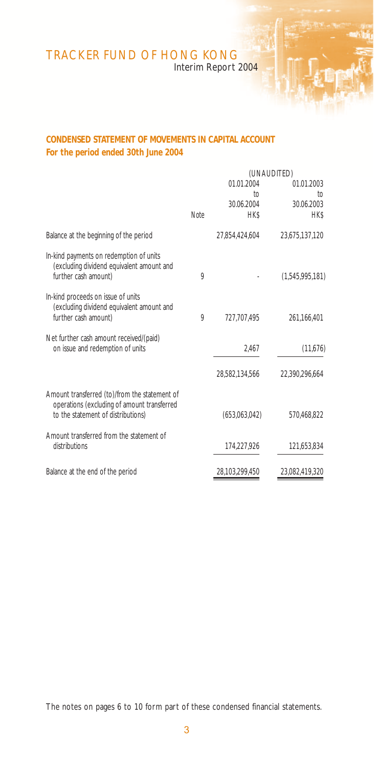## CONDENSED STATEMENT OF MOVEMENTS IN CAPITAL ACCOUNT
### For the period ended 30th June 2004

| | Note | (UNAUDITED) 01.01.2004 to 30.06.2004 HK$ | 01.01.2003 to 30.06.2003 HK$ |
|---|---|---|---|
| Balance at the beginning of the period | | 27,854,424,604 | 23,675,137,120 |
| In-kind payments on redemption of units (excluding dividend equivalent amount and further cash amount) | 9 | - | (1,545,995,181) |
| In-kind proceeds on issue of units (excluding dividend equivalent amount and further cash amount) | 9 | 727,707,495 | 261,166,401 |
| Net further cash amount received/(paid) on issue and redemption of units | | 2,467 | (11,676) |
| | | 28,582,134,566 | 22,390,296,664 |
| Amount transferred (to)/from the statement of operations (excluding of amount transferred to the statement of distributions) | | (653,063,042) | 570,468,822 |
| Amount transferred from the statement of distributions | | 174,227,926 | 121,653,834 |
| Balance at the end of the period | | 28,103,299,450 | 23,082,419,320 |

The notes on pages 6 to 10 form part of these condensed financial statements.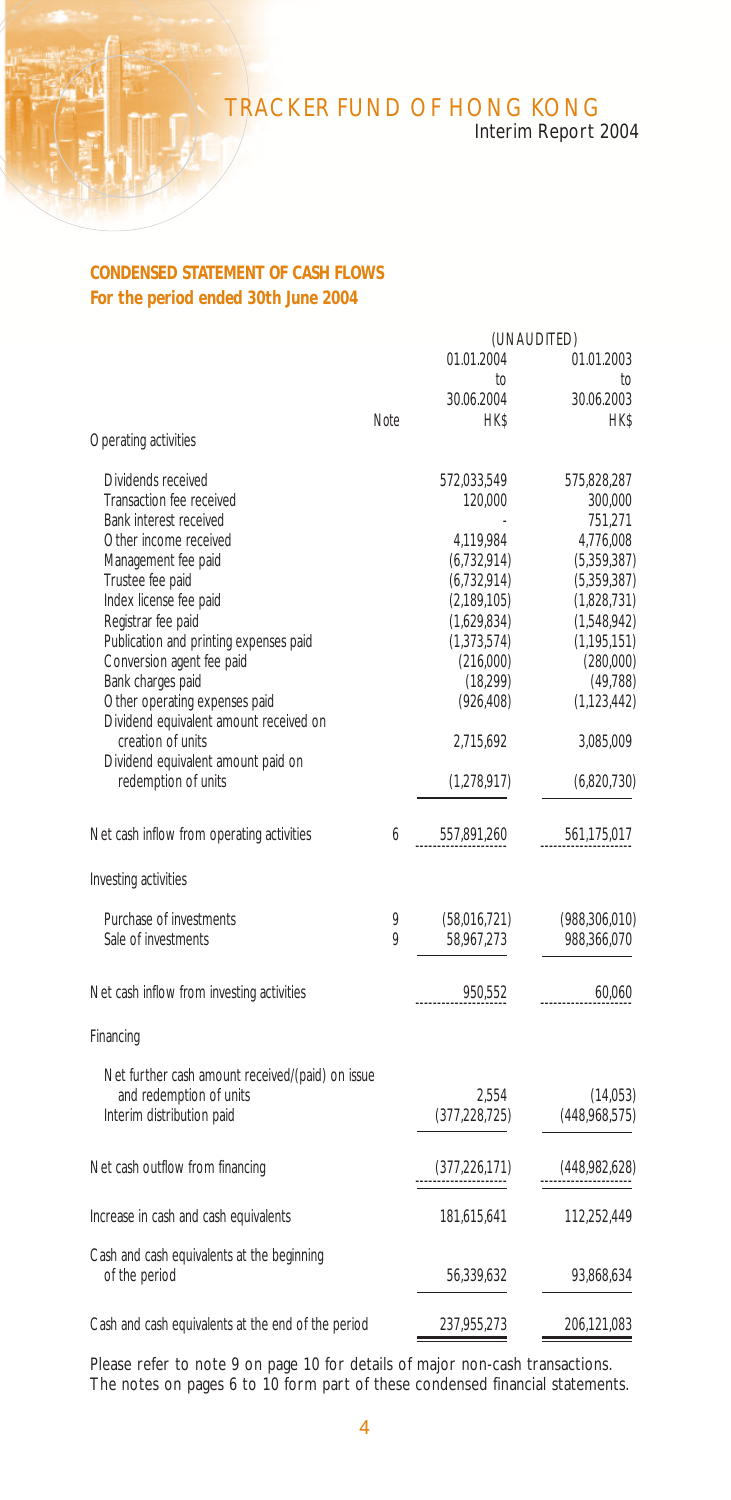## CONDENSED STATEMENT OF CASH FLOWS

### For the period ended 30th June 2004

| | Note | (UNAUDITED) 01.01.2004 to 30.06.2004 HK$ | 01.01.2003 to 30.06.2003 HK$ |
|---|---|---|---|
| **Operating activities** | | | |
| Dividends received | | 572,033,549 | 575,828,287 |
| Transaction fee received | | 120,000 | 300,000 |
| Bank interest received | | - | 751,271 |
| Other income received | | 4,119,984 | 4,776,008 |
| Management fee paid | | (6,732,914) | (5,359,387) |
| Trustee fee paid | | (6,732,914) | (5,359,387) |
| Index license fee paid | | (2,189,105) | (1,828,731) |
| Registrar fee paid | | (1,629,834) | (1,548,942) |
| Publication and printing expenses paid | | (1,373,574) | (1,195,151) |
| Conversion agent fee paid | | (216,000) | (280,000) |
| Bank charges paid | | (18,299) | (49,788) |
| Other operating expenses paid | | (926,408) | (1,123,442) |
| Dividend equivalent amount received on creation of units | | 2,715,692 | 3,085,009 |
| Dividend equivalent amount paid on redemption of units | | (1,278,917) | (6,820,730) |
| Net cash inflow from operating activities | 6 | 557,891,260 | 561,175,017 |
| **Investing activities** | | | |
| Purchase of investments | 9 | (58,016,721) | (988,306,010) |
| Sale of investments | 9 | 58,967,273 | 988,366,070 |
| Net cash inflow from investing activities | | 950,552 | 60,060 |
| **Financing** | | | |
| Net further cash amount received/(paid) on issue and redemption of units | | 2,554 | (14,053) |
| Interim distribution paid | | (377,228,725) | (448,968,575) |
| Net cash outflow from financing | | (377,226,171) | (448,982,628) |
| Increase in cash and cash equivalents | | 181,615,641 | 112,252,449 |
| Cash and cash equivalents at the beginning of the period | | 56,339,632 | 93,868,634 |
| Cash and cash equivalents at the end of the period | | 237,955,273 | 206,121,083 |

Please refer to note 9 on page 10 for details of major non-cash transactions.
The notes on pages 6 to 10 form part of these condensed financial statements.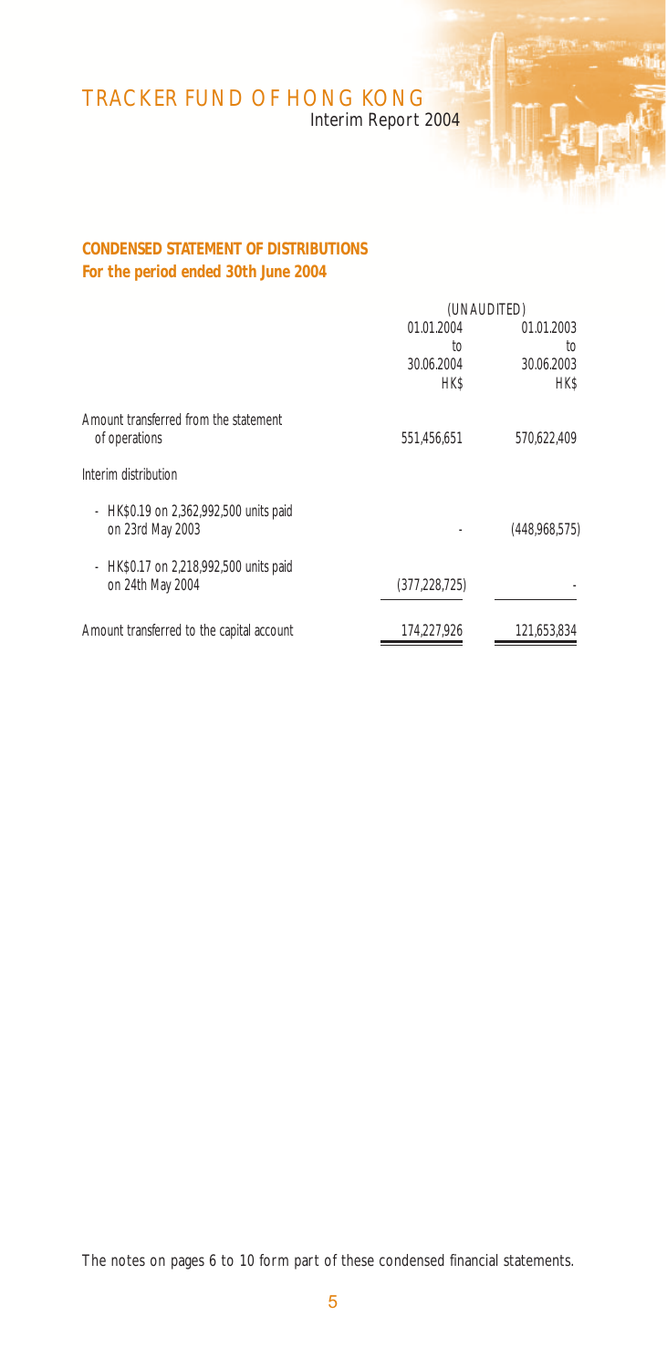## CONDENSED STATEMENT OF DISTRIBUTIONS
**For the period ended 30th June 2004**

| | (UNAUDITED) | |
|---|---|---|
| | 01.01.2004 to 30.06.2004 HK$ | 01.01.2003 to 30.06.2003 HK$ |
| Amount transferred from the statement of operations | 551,456,651 | 570,622,409 |
| Interim distribution | | |
| - HK$0.19 on 2,362,992,500 units paid on 23rd May 2003 | - | (448,968,575) |
| - HK$0.17 on 2,218,992,500 units paid on 24th May 2004 | (377,228,725) | - |
| Amount transferred to the capital account | 174,227,926 | 121,653,834 |

The notes on pages 6 to 10 form part of these condensed financial statements.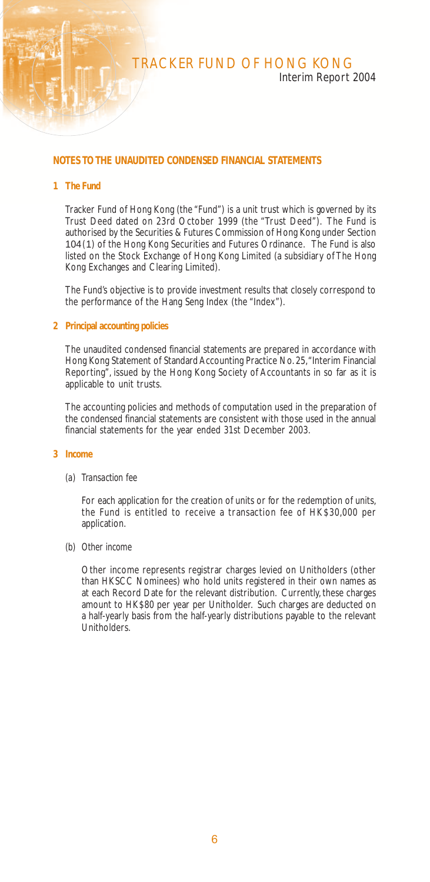## NOTES TO THE UNAUDITED CONDENSED FINANCIAL STATEMENTS

### 1 The Fund

Tracker Fund of Hong Kong (the "Fund") is a unit trust which is governed by its Trust Deed dated on 23rd October 1999 (the "Trust Deed"). The Fund is authorised by the Securities & Futures Commission of Hong Kong under Section 104(1) of the Hong Kong Securities and Futures Ordinance. The Fund is also listed on the Stock Exchange of Hong Kong Limited (a subsidiary of The Hong Kong Exchanges and Clearing Limited).

The Fund's objective is to provide investment results that closely correspond to the performance of the Hang Seng Index (the "Index").

### 2 Principal accounting policies

The unaudited condensed financial statements are prepared in accordance with Hong Kong Statement of Standard Accounting Practice No. 25, "Interim Financial Reporting", issued by the Hong Kong Society of Accountants in so far as it is applicable to unit trusts.

The accounting policies and methods of computation used in the preparation of the condensed financial statements are consistent with those used in the annual financial statements for the year ended 31st December 2003.

### 3 Income

*(a) Transaction fee*

For each application for the creation of units or for the redemption of units, the Fund is entitled to receive a transaction fee of HK$30,000 per application.

*(b) Other income*

Other income represents registrar charges levied on Unitholders (other than HKSCC Nominees) who hold units registered in their own names as at each Record Date for the relevant distribution. Currently, these charges amount to HK$80 per year per Unitholder. Such charges are deducted on a half-yearly basis from the half-yearly distributions payable to the relevant Unitholders.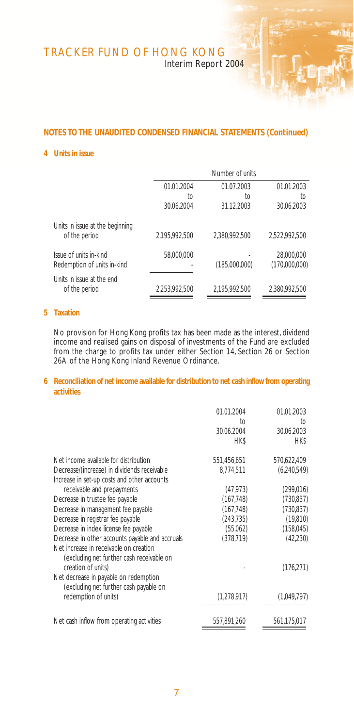## NOTES TO THE UNAUDITED CONDENSED FINANCIAL STATEMENTS (Continued)

### 4 Units in issue

| | Number of units | | |
|---|---|---|---|
| | 01.01.2004 to 30.06.2004 | 01.07.2003 to 31.12.2003 | 01.01.2003 to 30.06.2003 |
| Units in issue at the beginning of the period | 2,195,992,500 | 2,380,992,500 | 2,522,992,500 |
| Issue of units in-kind | 58,000,000 | - | 28,000,000 |
| Redemption of units in-kind | - | (185,000,000) | (170,000,000) |
| Units in issue at the end of the period | 2,253,992,500 | 2,195,992,500 | 2,380,992,500 |

### 5 Taxation

No provision for Hong Kong profits tax has been made as the interest, dividend income and realised gains on disposal of investments of the Fund are excluded from the charge to profits tax under either Section 14, Section 26 or Section 26A of the Hong Kong Inland Revenue Ordinance.

### 6 Reconciliation of net income available for distribution to net cash inflow from operating activities

| | 01.01.2004 to 30.06.2004 HK$ | 01.01.2003 to 30.06.2003 HK$ |
|---|---|---|
| Net income available for distribution | 551,456,651 | 570,622,409 |
| Decrease/(increase) in dividends receivable | 8,774,511 | (6,240,549) |
| Increase in set-up costs and other accounts receivable and prepayments | (47,973) | (299,016) |
| Decrease in trustee fee payable | (167,748) | (730,837) |
| Decrease in management fee payable | (167,748) | (730,837) |
| Decrease in registrar fee payable | (243,735) | (19,810) |
| Decrease in index license fee payable | (55,062) | (158,045) |
| Decrease in other accounts payable and accruals | (378,719) | (42,230) |
| Net increase in receivable on creation (excluding net further cash receivable on creation of units) | - | (176,271) |
| Net decrease in payable on redemption (excluding net further cash payable on redemption of units) | (1,278,917) | (1,049,797) |
| Net cash inflow from operating activities | 557,891,260 | 561,175,017 |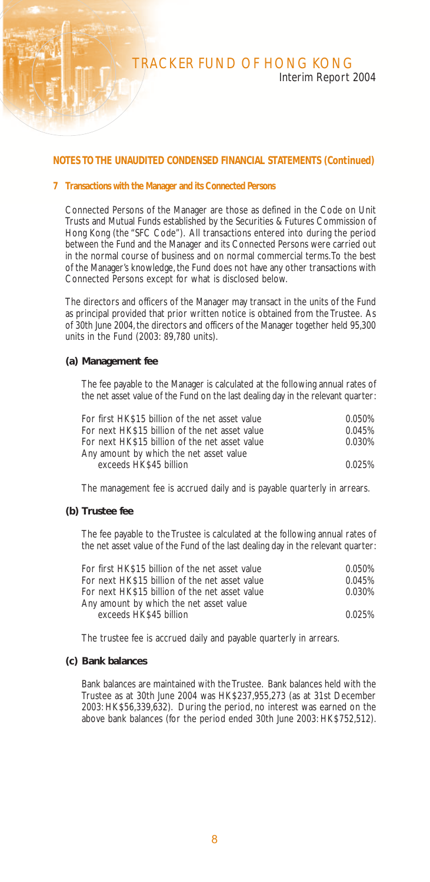## NOTES TO THE UNAUDITED CONDENSED FINANCIAL STATEMENTS (Continued)

### 7 Transactions with the Manager and its Connected Persons

Connected Persons of the Manager are those as defined in the Code on Unit Trusts and Mutual Funds established by the Securities & Futures Commission of Hong Kong (the "SFC Code"). All transactions entered into during the period between the Fund and the Manager and its Connected Persons were carried out in the normal course of business and on normal commercial terms. To the best of the Manager's knowledge, the Fund does not have any other transactions with Connected Persons except for what is disclosed below.

The directors and officers of the Manager may transact in the units of the Fund as principal provided that prior written notice is obtained from the Trustee. As of 30th June 2004, the directors and officers of the Manager together held 95,300 units in the Fund (2003: 89,780 units).

#### (a) Management fee

The fee payable to the Manager is calculated at the following annual rates of the net asset value of the Fund on the last dealing day in the relevant quarter:

| | |
|---|---|
| For first HK$15 billion of the net asset value | 0.050% |
| For next HK$15 billion of the net asset value | 0.045% |
| For next HK$15 billion of the net asset value | 0.030% |
| Any amount by which the net asset value exceeds HK$45 billion | 0.025% |

The management fee is accrued daily and is payable quarterly in arrears.

#### (b) Trustee fee

The fee payable to the Trustee is calculated at the following annual rates of the net asset value of the Fund of the last dealing day in the relevant quarter:

| | |
|---|---|
| For first HK$15 billion of the net asset value | 0.050% |
| For next HK$15 billion of the net asset value | 0.045% |
| For next HK$15 billion of the net asset value | 0.030% |
| Any amount by which the net asset value exceeds HK$45 billion | 0.025% |

The trustee fee is accrued daily and payable quarterly in arrears.

#### (c) Bank balances

Bank balances are maintained with the Trustee. Bank balances held with the Trustee as at 30th June 2004 was HK$237,955,273 (as at 31st December 2003: HK$56,339,632). During the period, no interest was earned on the above bank balances (for the period ended 30th June 2003: HK$752,512).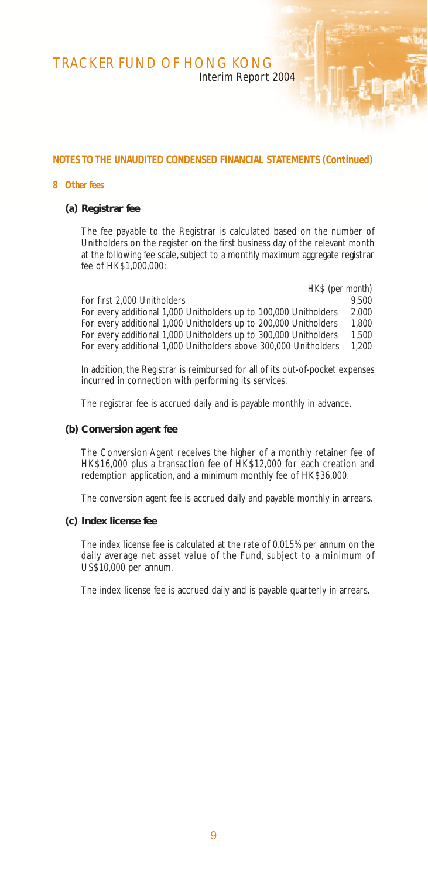## NOTES TO THE UNAUDITED CONDENSED FINANCIAL STATEMENTS (Continued)

### 8 Other fees

#### (a) Registrar fee

The fee payable to the Registrar is calculated based on the number of Unitholders on the register on the first business day of the relevant month at the following fee scale, subject to a monthly maximum aggregate registrar fee of HK$1,000,000:

| | *HK$ (per month)* |
|---|---|
| For first 2,000 Unitholders | 9,500 |
| For every additional 1,000 Unitholders up to 100,000 Unitholders | 2,000 |
| For every additional 1,000 Unitholders up to 200,000 Unitholders | 1,800 |
| For every additional 1,000 Unitholders up to 300,000 Unitholders | 1,500 |
| For every additional 1,000 Unitholders above 300,000 Unitholders | 1,200 |

In addition, the Registrar is reimbursed for all of its out-of-pocket expenses incurred in connection with performing its services.

The registrar fee is accrued daily and is payable monthly in advance.

#### (b) Conversion agent fee

The Conversion Agent receives the higher of a monthly retainer fee of HK$16,000 plus a transaction fee of HK$12,000 for each creation and redemption application, and a minimum monthly fee of HK$36,000.

The conversion agent fee is accrued daily and payable monthly in arrears.

#### (c) Index license fee

The index license fee is calculated at the rate of 0.015% per annum on the daily average net asset value of the Fund, subject to a minimum of US$10,000 per annum.

The index license fee is accrued daily and is payable quarterly in arrears.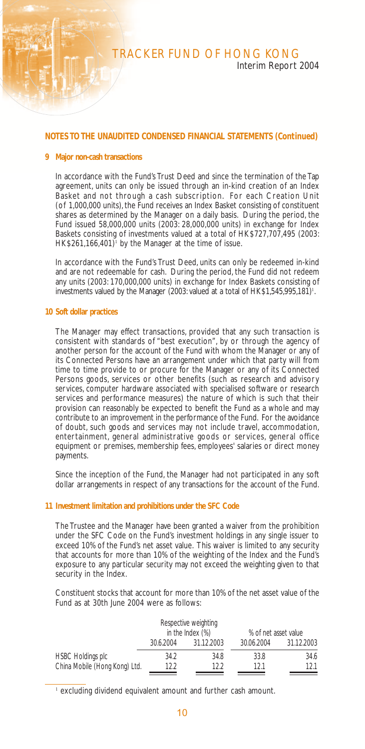## NOTES TO THE UNAUDITED CONDENSED FINANCIAL STATEMENTS (Continued)

### 9 Major non-cash transactions

In accordance with the Fund's Trust Deed and since the termination of the Tap agreement, units can only be issued through an in-kind creation of an Index Basket and not through a cash subscription. For each Creation Unit (of 1,000,000 units), the Fund receives an Index Basket consisting of constituent shares as determined by the Manager on a daily basis. During the period, the Fund issued 58,000,000 units (2003: 28,000,000 units) in exchange for Index Baskets consisting of investments valued at a total of HK$727,707,495 (2003: HK$261,166,401)[1] by the Manager at the time of issue.

In accordance with the Fund's Trust Deed, units can only be redeemed in-kind and are not redeemable for cash. During the period, the Fund did not redeem any units (2003: 170,000,000 units) in exchange for Index Baskets consisting of investments valued by the Manager (2003: valued at a total of HK$1,545,995,181)[1].

### 10 Soft dollar practices

The Manager may effect transactions, provided that any such transaction is consistent with standards of "best execution", by or through the agency of another person for the account of the Fund with whom the Manager or any of its Connected Persons have an arrangement under which that party will from time to time provide to or procure for the Manager or any of its Connected Persons goods, services or other benefits (such as research and advisory services, computer hardware associated with specialised software or research services and performance measures) the nature of which is such that their provision can reasonably be expected to benefit the Fund as a whole and may contribute to an improvement in the performance of the Fund. For the avoidance of doubt, such goods and services may not include travel, accommodation, entertainment, general administrative goods or services, general office equipment or premises, membership fees, employees' salaries or direct money payments.

Since the inception of the Fund, the Manager had not participated in any soft dollar arrangements in respect of any transactions for the account of the Fund.

### 11 Investment limitation and prohibitions under the SFC Code

The Trustee and the Manager have been granted a waiver from the prohibition under the SFC Code on the Fund's investment holdings in any single issuer to exceed 10% of the Fund's net asset value. This waiver is limited to any security that accounts for more than 10% of the weighting of the Index and the Fund's exposure to any particular security may not exceed the weighting given to that security in the Index.

Constituent stocks that account for more than 10% of the net asset value of the Fund as at 30th June 2004 were as follows:

| | Respective weighting in the Index (%) | | % of net asset value | |
|---|---|---|---|---|
| | 30.6.2004 | 31.12.2003 | 30.06.2004 | 31.12.2003 |
| HSBC Holdings plc | 34.2 | 34.8 | 33.8 | 34.6 |
| China Mobile (Hong Kong) Ltd. | 12.2 | 12.2 | 12.1 | 12.1 |

[1] excluding dividend equivalent amount and further cash amount.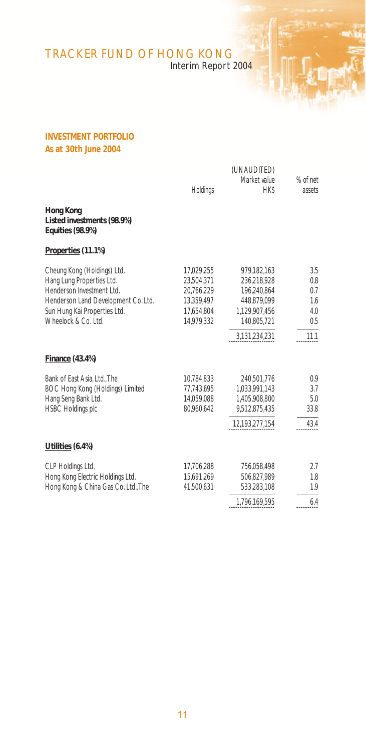## INVESTMENT PORTFOLIO

**As at 30th June 2004**

| | Holdings | (UNAUDITED) Market value HK$ | % of net assets |
|---|---|---|---|
| **Hong Kong** | | | |
| **Listed investments (98.9%)** | | | |
| **Equities (98.9%)** | | | |
| **Properties (11.1%)** | | | |
| Cheung Kong (Holdings) Ltd. | 17,029,255 | 979,182,163 | 3.5 |
| Hang Lung Properties Ltd. | 23,504,371 | 236,218,928 | 0.8 |
| Henderson Investment Ltd. | 20,766,229 | 196,240,864 | 0.7 |
| Henderson Land Development Co. Ltd. | 13,359,497 | 448,879,099 | 1.6 |
| Sun Hung Kai Properties Ltd. | 17,654,804 | 1,129,907,456 | 4.0 |
| Wheelock & Co. Ltd. | 14,979,332 | 140,805,721 | 0.5 |
| | | 3,131,234,231 | 11.1 |
| **Finance (43.4%)** | | | |
| Bank of East Asia, Ltd., The | 10,784,833 | 240,501,776 | 0.9 |
| BOC Hong Kong (Holdings) Limited | 77,743,695 | 1,033,991,143 | 3.7 |
| Hang Seng Bank Ltd. | 14,059,088 | 1,405,908,800 | 5.0 |
| HSBC Holdings plc | 80,960,642 | 9,512,875,435 | 33.8 |
| | | 12,193,277,154 | 43.4 |
| **Utilities (6.4%)** | | | |
| CLP Holdings Ltd. | 17,706,288 | 756,058,498 | 2.7 |
| Hong Kong Electric Holdings Ltd. | 15,691,269 | 506,827,989 | 1.8 |
| Hong Kong & China Gas Co. Ltd., The | 41,500,631 | 533,283,108 | 1.9 |
| | | 1,796,169,595 | 6.4 |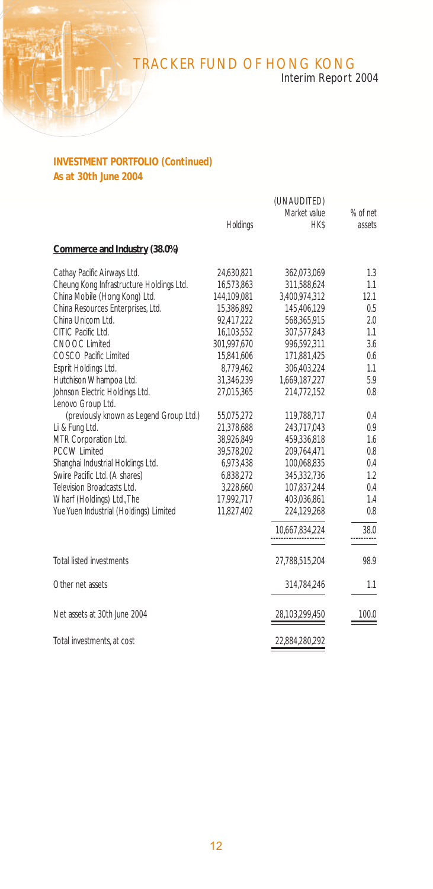## INVESTMENT PORTFOLIO (Continued)
## As at 30th June 2004

| | Holdings | (UNAUDITED) Market value HK$ | % of net assets |
|---|---|---|---|
| **Commerce and Industry (38.0%)** | | | |
| Cathay Pacific Airways Ltd. | 24,630,821 | 362,073,069 | 1.3 |
| Cheung Kong Infrastructure Holdings Ltd. | 16,573,863 | 311,588,624 | 1.1 |
| China Mobile (Hong Kong) Ltd. | 144,109,081 | 3,400,974,312 | 12.1 |
| China Resources Enterprises, Ltd. | 15,386,892 | 145,406,129 | 0.5 |
| China Unicom Ltd. | 92,417,222 | 568,365,915 | 2.0 |
| CITIC Pacific Ltd. | 16,103,552 | 307,577,843 | 1.1 |
| CNOOC Limited | 301,997,670 | 996,592,311 | 3.6 |
| COSCO Pacific Limited | 15,841,606 | 171,881,425 | 0.6 |
| Esprit Holdings Ltd. | 8,779,462 | 306,403,224 | 1.1 |
| Hutchison Whampoa Ltd. | 31,346,239 | 1,669,187,227 | 5.9 |
| Johnson Electric Holdings Ltd. | 27,015,365 | 214,772,152 | 0.8 |
| Lenovo Group Ltd. (previously known as Legend Group Ltd.) | 55,075,272 | 119,788,717 | 0.4 |
| Li & Fung Ltd. | 21,378,688 | 243,717,043 | 0.9 |
| MTR Corporation Ltd. | 38,926,849 | 459,336,818 | 1.6 |
| PCCW Limited | 39,578,202 | 209,764,471 | 0.8 |
| Shanghai Industrial Holdings Ltd. | 6,973,438 | 100,068,835 | 0.4 |
| Swire Pacific Ltd. (A shares) | 6,838,272 | 345,332,736 | 1.2 |
| Television Broadcasts Ltd. | 3,228,660 | 107,837,244 | 0.4 |
| Wharf (Holdings) Ltd., The | 17,992,717 | 403,036,861 | 1.4 |
| Yue Yuen Industrial (Holdings) Limited | 11,827,402 | 224,129,268 | 0.8 |
| | | 10,667,834,224 | 38.0 |
| Total listed investments | | 27,788,515,204 | 98.9 |
| Other net assets | | 314,784,246 | 1.1 |
| Net assets at 30th June 2004 | | 28,103,299,450 | 100.0 |
| Total investments, at cost | | 22,884,280,292 | |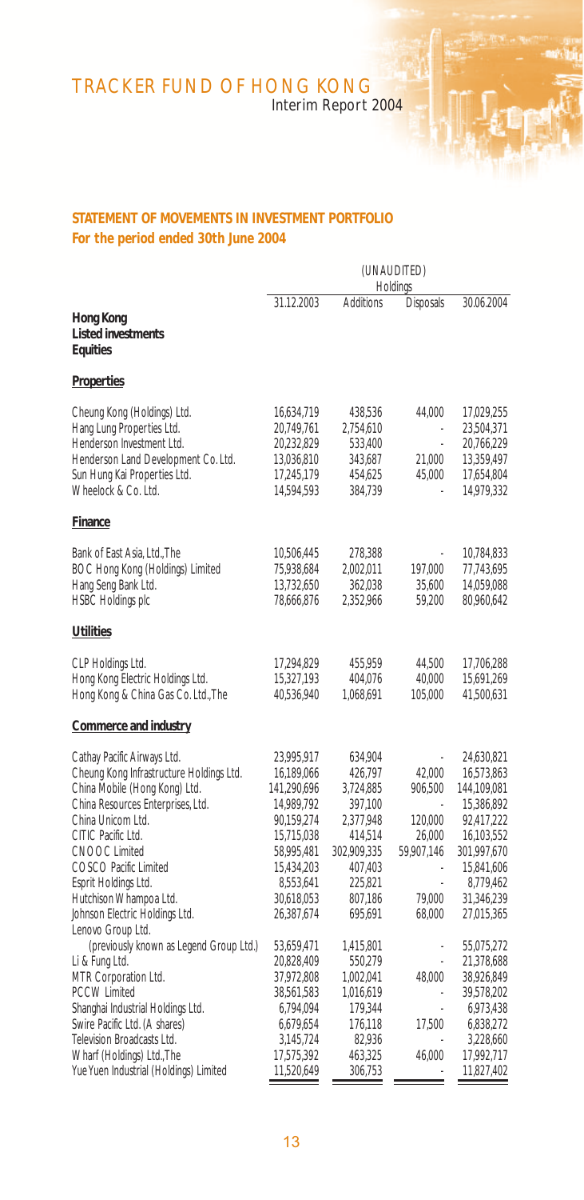## STATEMENT OF MOVEMENTS IN INVESTMENT PORTFOLIO
### For the period ended 30th June 2004

| | (UNAUDITED) | | | |
|---|---|---|---|---|
| | Holdings | | | |
| | 31.12.2003 | Additions | Disposals | 30.06.2004 |
| **Hong Kong** | | | | |
| **Listed investments** | | | | |
| **Equities** | | | | |
| **Properties** | | | | |
| Cheung Kong (Holdings) Ltd. | 16,634,719 | 438,536 | 44,000 | 17,029,255 |
| Hang Lung Properties Ltd. | 20,749,761 | 2,754,610 | - | 23,504,371 |
| Henderson Investment Ltd. | 20,232,829 | 533,400 | - | 20,766,229 |
| Henderson Land Development Co. Ltd. | 13,036,810 | 343,687 | 21,000 | 13,359,497 |
| Sun Hung Kai Properties Ltd. | 17,245,179 | 454,625 | 45,000 | 17,654,804 |
| Wheelock & Co. Ltd. | 14,594,593 | 384,739 | - | 14,979,332 |
| **Finance** | | | | |
| Bank of East Asia, Ltd.,The | 10,506,445 | 278,388 | - | 10,784,833 |
| BOC Hong Kong (Holdings) Limited | 75,938,684 | 2,002,011 | 197,000 | 77,743,695 |
| Hang Seng Bank Ltd. | 13,732,650 | 362,038 | 35,600 | 14,059,088 |
| HSBC Holdings plc | 78,666,876 | 2,352,966 | 59,200 | 80,960,642 |
| **Utilities** | | | | |
| CLP Holdings Ltd. | 17,294,829 | 455,959 | 44,500 | 17,706,288 |
| Hong Kong Electric Holdings Ltd. | 15,327,193 | 404,076 | 40,000 | 15,691,269 |
| Hong Kong & China Gas Co. Ltd.,The | 40,536,940 | 1,068,691 | 105,000 | 41,500,631 |
| **Commerce and industry** | | | | |
| Cathay Pacific Airways Ltd. | 23,995,917 | 634,904 | - | 24,630,821 |
| Cheung Kong Infrastructure Holdings Ltd. | 16,189,066 | 426,797 | 42,000 | 16,573,863 |
| China Mobile (Hong Kong) Ltd. | 141,290,696 | 3,724,885 | 906,500 | 144,109,081 |
| China Resources Enterprises, Ltd. | 14,989,792 | 397,100 | - | 15,386,892 |
| China Unicom Ltd. | 90,159,274 | 2,377,948 | 120,000 | 92,417,222 |
| CITIC Pacific Ltd. | 15,715,038 | 414,514 | 26,000 | 16,103,552 |
| CNOOC Limited | 58,995,481 | 302,909,335 | 59,907,146 | 301,997,670 |
| COSCO Pacific Limited | 15,434,203 | 407,403 | - | 15,841,606 |
| Esprit Holdings Ltd. | 8,553,641 | 225,821 | - | 8,779,462 |
| Hutchison Whampoa Ltd. | 30,618,053 | 807,186 | 79,000 | 31,346,239 |
| Johnson Electric Holdings Ltd. | 26,387,674 | 695,691 | 68,000 | 27,015,365 |
| Lenovo Group Ltd. (previously known as Legend Group Ltd.) | 53,659,471 | 1,415,801 | - | 55,075,272 |
| Li & Fung Ltd. | 20,828,409 | 550,279 | - | 21,378,688 |
| MTR Corporation Ltd. | 37,972,808 | 1,002,041 | 48,000 | 38,926,849 |
| PCCW Limited | 38,561,583 | 1,016,619 | - | 39,578,202 |
| Shanghai Industrial Holdings Ltd. | 6,794,094 | 179,344 | - | 6,973,438 |
| Swire Pacific Ltd. (A shares) | 6,679,654 | 176,118 | 17,500 | 6,838,272 |
| Television Broadcasts Ltd. | 3,145,724 | 82,936 | - | 3,228,660 |
| Wharf (Holdings) Ltd.,The | 17,575,392 | 463,325 | 46,000 | 17,992,717 |
| Yue Yuen Industrial (Holdings) Limited | 11,520,649 | 306,753 | - | 11,827,402 |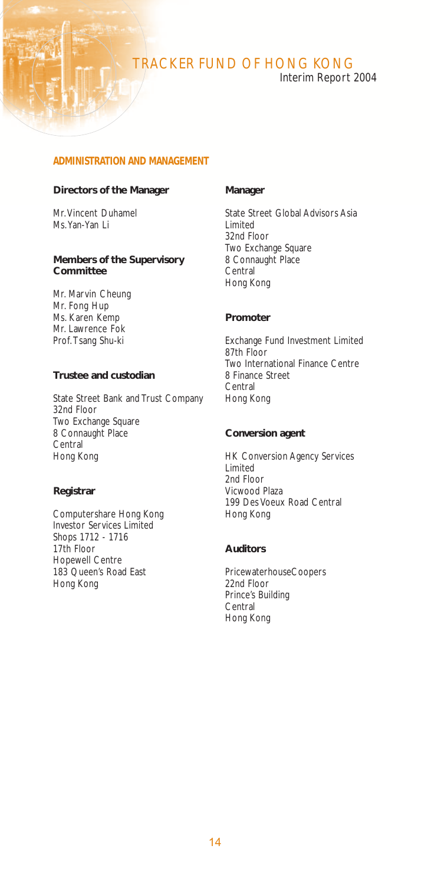## ADMINISTRATION AND MANAGEMENT

**Directors of the Manager**

Mr. Vincent Duhamel
Ms. Yan-Yan Li

**Members of the Supervisory Committee**

Mr. Marvin Cheung
Mr. Fong Hup
Ms. Karen Kemp
Mr. Lawrence Fok
Prof. Tsang Shu-ki

**Trustee and custodian**

State Street Bank and Trust Company
32nd Floor
Two Exchange Square
8 Connaught Place
Central
Hong Kong

**Registrar**

Computershare Hong Kong
Investor Services Limited
Shops 1712 - 1716
17th Floor
Hopewell Centre
183 Queen's Road East
Hong Kong

**Manager**

State Street Global Advisors Asia
Limited
32nd Floor
Two Exchange Square
8 Connaught Place
Central
Hong Kong

**Promoter**

Exchange Fund Investment Limited
87th Floor
Two International Finance Centre
8 Finance Street
Central
Hong Kong

**Conversion agent**

HK Conversion Agency Services
Limited
2nd Floor
Vicwood Plaza
199 Des Voeux Road Central
Hong Kong

**Auditors**

PricewaterhouseCoopers
22nd Floor
Prince's Building
Central
Hong Kong